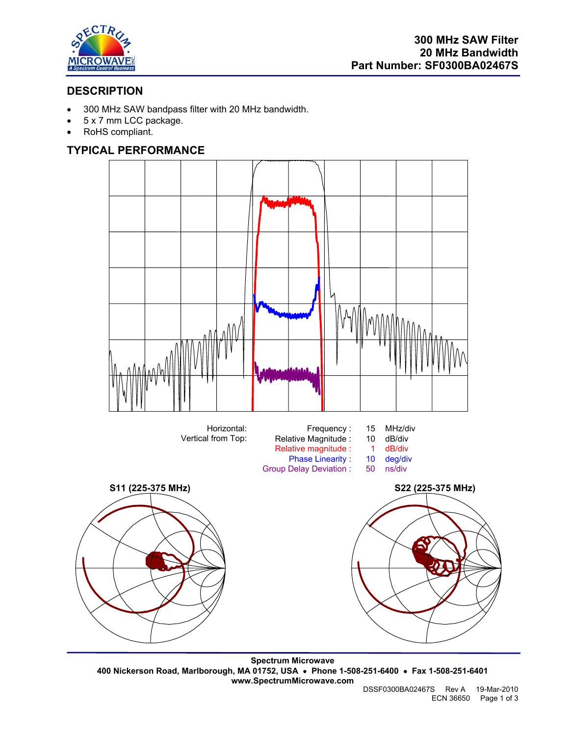# 300 MHz SAW Filter
# 20 MHz Bandwidth
# Part Number: SF0300BA02467S

## DESCRIPTION

- 300 MHz SAW bandpass filter with 20 MHz bandwidth.
- 5 x 7 mm LCC package.
- RoHS compliant.

## TYPICAL PERFORMANCE

| Horizontal: | Frequency : | 15 | MHz/div |
|---|---|---|---|
| Vertical from Top: | Relative Magnitude : | 10 | dB/div |
| | Relative magnitude : | 1 | dB/div |
| | Phase Linearity : | 10 | deg/div |
| | Group Delay Deviation : | 50 | ns/div |

**S11 (225-375 MHz)**

**S22 (225-375 MHz)**

**Spectrum Microwave**
**400 Nickerson Road, Marlborough, MA 01752, USA • Phone 1-508-251-6400 • Fax 1-508-251-6401**
**www.SpectrumMicrowave.com**

DSSF0300BA02467S Rev A 19-Mar-2010
ECN 36650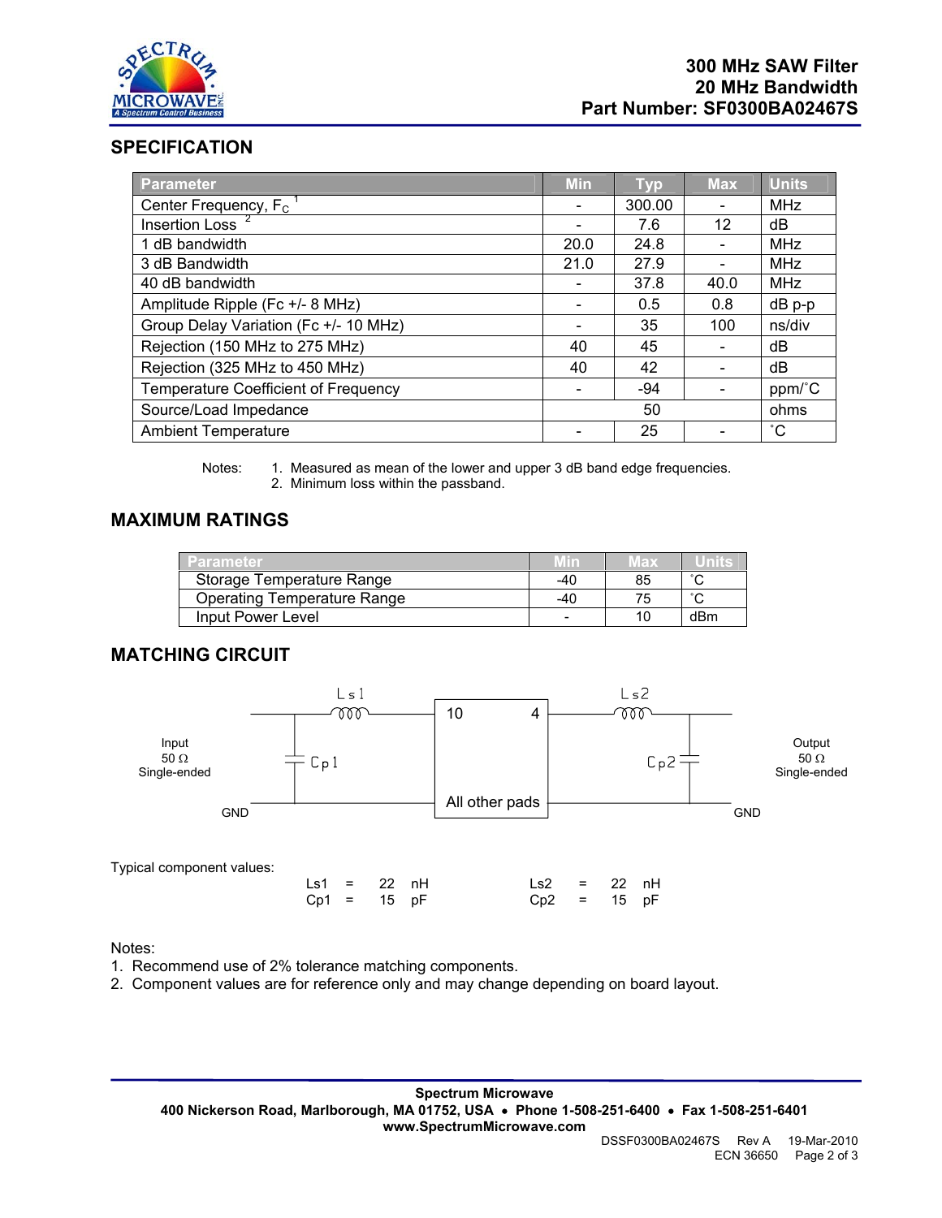# 300 MHz SAW Filter
# 20 MHz Bandwidth
# Part Number: SF0300BA02467S

## SPECIFICATION

| Parameter | Min | Typ | Max | Units |
|---|---|---|---|---|
| Center Frequency, $F_C$ [1] | - | 300.00 | - | MHz |
| Insertion Loss [2] | - | 7.6 | 12 | dB |
| 1 dB bandwidth | 20.0 | 24.8 | - | MHz |
| 3 dB Bandwidth | 21.0 | 27.9 | - | MHz |
| 40 dB bandwidth | - | 37.8 | 40.0 | MHz |
| Amplitude Ripple (Fc +/- 8 MHz) | - | 0.5 | 0.8 | dB p-p |
| Group Delay Variation (Fc +/- 10 MHz) | - | 35 | 100 | ns/div |
| Rejection (150 MHz to 275 MHz) | 40 | 45 | - | dB |
| Rejection (325 MHz to 450 MHz) | 40 | 42 | - | dB |
| Temperature Coefficient of Frequency | - | -94 | - | ppm/˚C |
| Source/Load Impedance | | 50 | | ohms |
| Ambient Temperature | - | 25 | - | ˚C |

Notes:
1. Measured as mean of the lower and upper 3 dB band edge frequencies.
2. Minimum loss within the passband.

## MAXIMUM RATINGS

| Parameter | Min | Max | Units |
|---|---|---|---|
| Storage Temperature Range | -40 | 85 | ˚C |
| Operating Temperature Range | -40 | 75 | ˚C |
| Input Power Level | - | 10 | dBm |

## MATCHING CIRCUIT

Input 50 Ω Single-ended — Cp1 (shunt) — Ls1 (series) — pad 10 [filter, All other pads to GND] pad 4 — Ls2 (series) — Cp2 (shunt) — Output 50 Ω Single-ended

Typical component values:

| | | | | | | | |
|---|---|---|---|---|---|---|---|
| Ls1 | = | 22 | nH | Ls2 | = | 22 | nH |
| Cp1 | = | 15 | pF | Cp2 | = | 15 | pF |

Notes:
1. Recommend use of 2% tolerance matching components.
2. Component values are for reference only and may change depending on board layout.

**Spectrum Microwave**
**400 Nickerson Road, Marlborough, MA 01752, USA • Phone 1-508-251-6400 • Fax 1-508-251-6401**
**www.SpectrumMicrowave.com**

DSSF0300BA02467S Rev A 19-Mar-2010
ECN 36650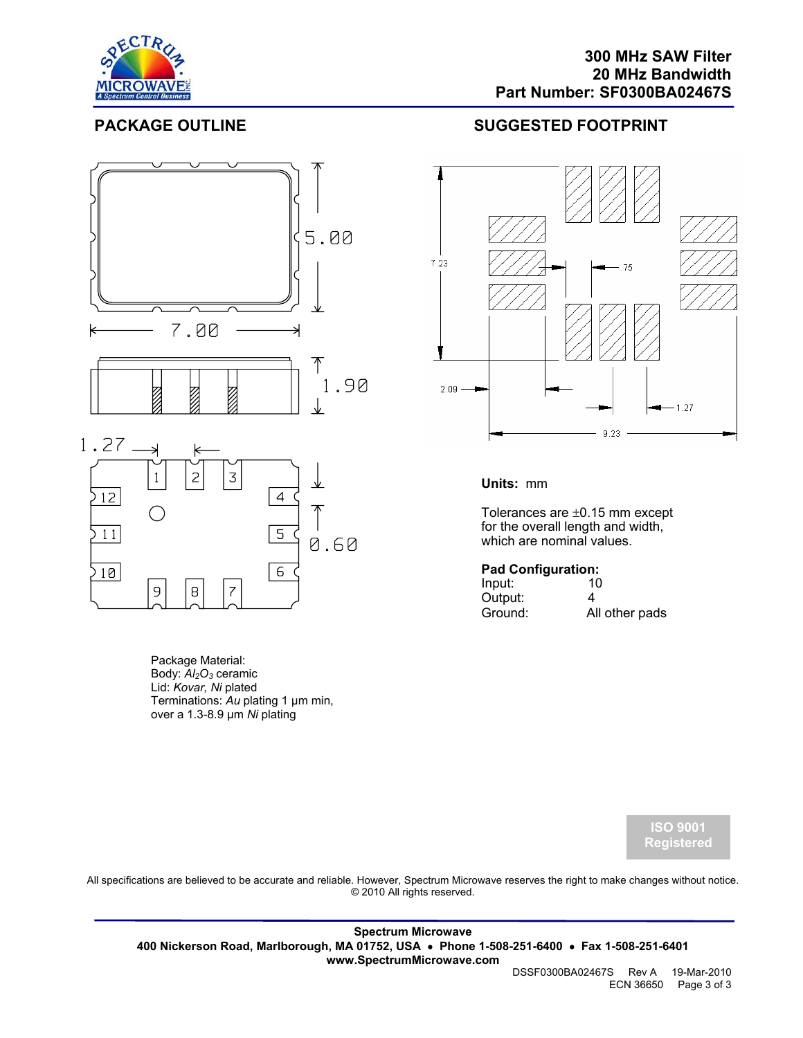**300 MHz SAW Filter**
**20 MHz Bandwidth**
**Part Number: SF0300BA02467S**

## PACKAGE OUTLINE

5.00

7.00

1.90

1.27

0.60

1 2 3 4 5 6 7 8 9 10 11 12

## SUGGESTED FOOTPRINT

7.23

.75

2.09

1.27

9.23

**Units:** mm

Tolerances are ±0.15 mm except for the overall length and width, which are nominal values.

**Pad Configuration:**

| | |
|---|---|
| Input: | 10 |
| Output: | 4 |
| Ground: | All other pads |

Package Material:
Body: $Al_2O_3$ ceramic
Lid: *Kovar, Ni* plated
Terminations: *Au* plating 1 µm min, over a 1.3-8.9 µm *Ni* plating

ISO 9001 Registered

All specifications are believed to be accurate and reliable. However, Spectrum Microwave reserves the right to make changes without notice.
© 2010 All rights reserved.

**Spectrum Microwave**
**400 Nickerson Road, Marlborough, MA 01752, USA • Phone 1-508-251-6400 • Fax 1-508-251-6401**
**www.SpectrumMicrowave.com**

DSSF0300BA02467S Rev A 19-Mar-2010
ECN 36650